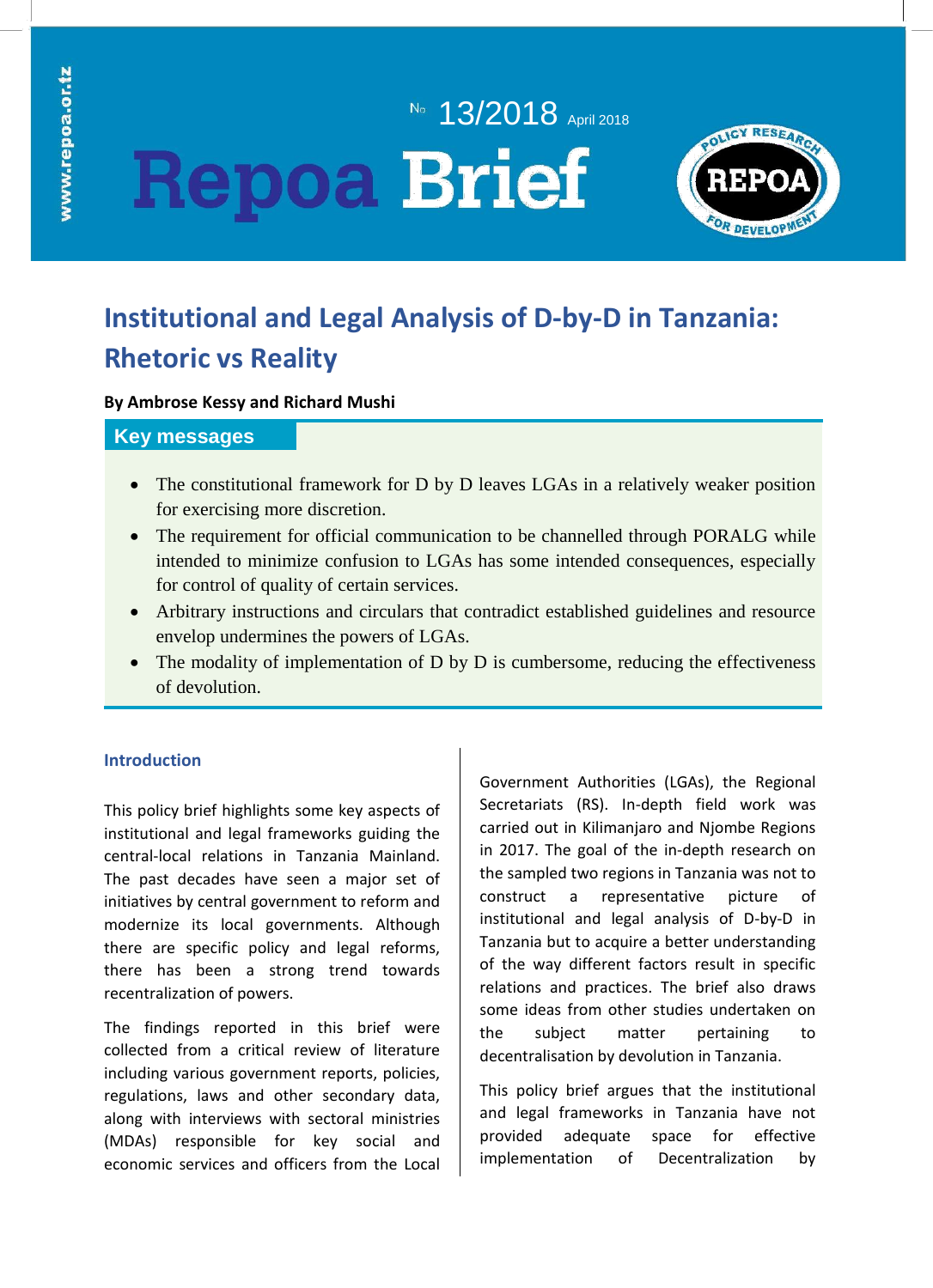No 13/2018 April 2018

# Repoa Brief

## Institutional and Legal Analysis of D-by-D in Tanzania: Rhetoric vs Reality

**By Ambrose Kessy and Richard Mushi**

### Key messages

- The constitutional framework for D by D leaves LGAs in a relatively weaker position for exercising more discretion.
- The requirement for official communication to be channelled through PORALG while intended to minimize confusion to LGAs has some intended consequences, especially for control of quality of certain services.
- Arbitrary instructions and circulars that contradict established guidelines and resource envelop undermines the powers of LGAs.
- The modality of implementation of D by D is cumbersome, reducing the effectiveness of devolution.

### Introduction

This policy brief highlights some key aspects of institutional and legal frameworks guiding the central-local relations in Tanzania Mainland. The past decades have seen a major set of initiatives by central government to reform and modernize its local governments. Although there are specific policy and legal reforms, there has been a strong trend towards recentralization of powers.

The findings reported in this brief were collected from a critical review of literature including various government reports, policies, regulations, laws and other secondary data, along with interviews with sectoral ministries (MDAs) responsible for key social and economic services and officers from the Local Government Authorities (LGAs), the Regional Secretariats (RS). In-depth field work was carried out in Kilimanjaro and Njombe Regions in 2017. The goal of the in-depth research on the sampled two regions in Tanzania was not to construct a representative picture of institutional and legal analysis of D-by-D in Tanzania but to acquire a better understanding of the way different factors result in specific relations and practices. The brief also draws some ideas from other studies undertaken on the subject matter pertaining to decentralisation by devolution in Tanzania.

This policy brief argues that the institutional and legal frameworks in Tanzania have not provided adequate space for effective implementation of Decentralization by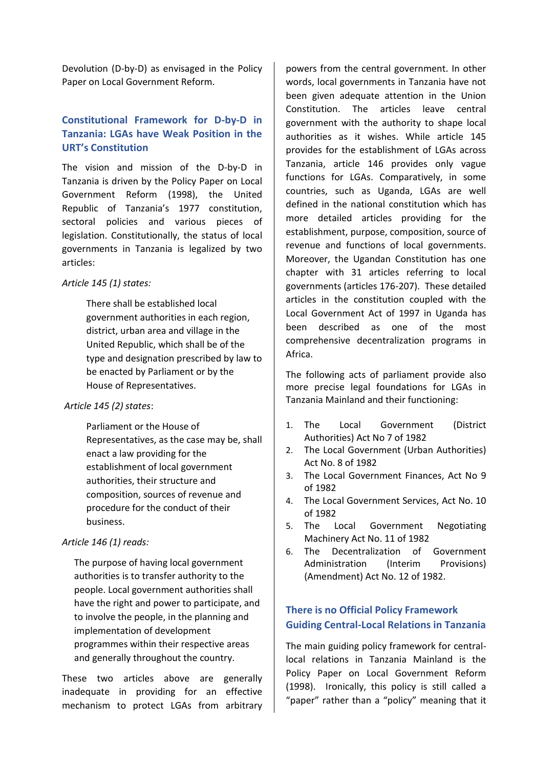Devolution (D-by-D) as envisaged in the Policy Paper on Local Government Reform.

## Constitutional Framework for D-by-D in Tanzania: LGAs have Weak Position in the URT's Constitution

The vision and mission of the D-by-D in Tanzania is driven by the Policy Paper on Local Government Reform (1998), the United Republic of Tanzania's 1977 constitution, sectoral policies and various pieces of legislation. Constitutionally, the status of local governments in Tanzania is legalized by two articles:

*Article 145 (1) states:*

> There shall be established local government authorities in each region, district, urban area and village in the United Republic, which shall be of the type and designation prescribed by law to be enacted by Parliament or by the House of Representatives.

*Article 145 (2) states*:

> Parliament or the House of Representatives, as the case may be, shall enact a law providing for the establishment of local government authorities, their structure and composition, sources of revenue and procedure for the conduct of their business.

*Article 146 (1) reads:*

> The purpose of having local government authorities is to transfer authority to the people. Local government authorities shall have the right and power to participate, and to involve the people, in the planning and implementation of development programmes within their respective areas and generally throughout the country.

These two articles above are generally inadequate in providing for an effective mechanism to protect LGAs from arbitrary powers from the central government. In other words, local governments in Tanzania have not been given adequate attention in the Union Constitution. The articles leave central government with the authority to shape local authorities as it wishes. While article 145 provides for the establishment of LGAs across Tanzania, article 146 provides only vague functions for LGAs. Comparatively, in some countries, such as Uganda, LGAs are well defined in the national constitution which has more detailed articles providing for the establishment, purpose, composition, source of revenue and functions of local governments. Moreover, the Ugandan Constitution has one chapter with 31 articles referring to local governments (articles 176-207). These detailed articles in the constitution coupled with the Local Government Act of 1997 in Uganda has been described as one of the most comprehensive decentralization programs in Africa.

The following acts of parliament provide also more precise legal foundations for LGAs in Tanzania Mainland and their functioning:

1. The Local Government (District Authorities) Act No 7 of 1982
2. The Local Government (Urban Authorities) Act No. 8 of 1982
3. The Local Government Finances, Act No 9 of 1982
4. The Local Government Services, Act No. 10 of 1982
5. The Local Government Negotiating Machinery Act No. 11 of 1982
6. The Decentralization of Government Administration (Interim Provisions) (Amendment) Act No. 12 of 1982.

## There is no Official Policy Framework Guiding Central-Local Relations in Tanzania

The main guiding policy framework for central-local relations in Tanzania Mainland is the Policy Paper on Local Government Reform (1998). Ironically, this policy is still called a "paper" rather than a "policy" meaning that it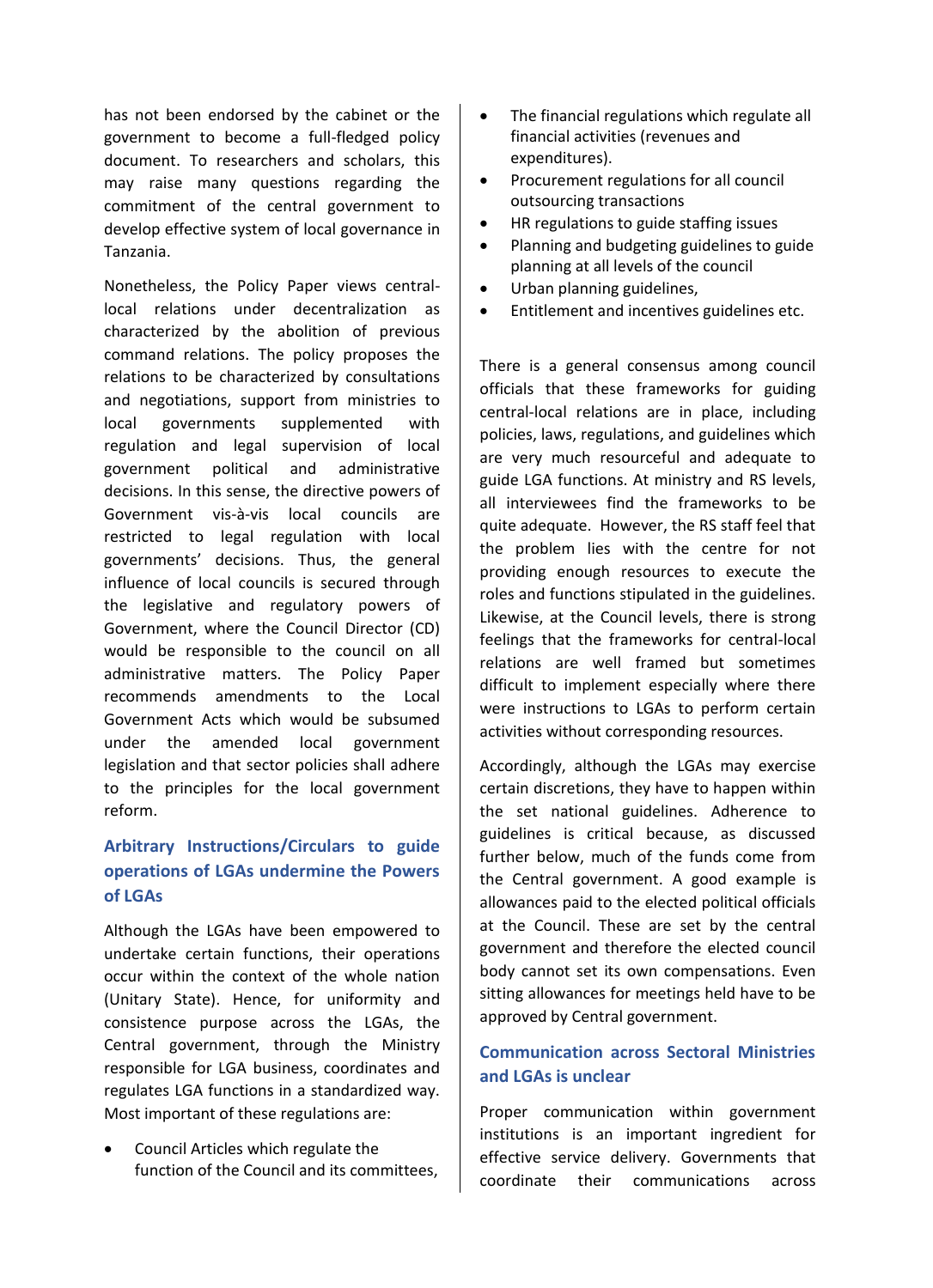has not been endorsed by the cabinet or the government to become a full-fledged policy document. To researchers and scholars, this may raise many questions regarding the commitment of the central government to develop effective system of local governance in Tanzania.

Nonetheless, the Policy Paper views central-local relations under decentralization as characterized by the abolition of previous command relations. The policy proposes the relations to be characterized by consultations and negotiations, support from ministries to local governments supplemented with regulation and legal supervision of local government political and administrative decisions. In this sense, the directive powers of Government vis-à-vis local councils are restricted to legal regulation with local governments' decisions. Thus, the general influence of local councils is secured through the legislative and regulatory powers of Government, where the Council Director (CD) would be responsible to the council on all administrative matters. The Policy Paper recommends amendments to the Local Government Acts which would be subsumed under the amended local government legislation and that sector policies shall adhere to the principles for the local government reform.

## Arbitrary Instructions/Circulars to guide operations of LGAs undermine the Powers of LGAs

Although the LGAs have been empowered to undertake certain functions, their operations occur within the context of the whole nation (Unitary State). Hence, for uniformity and consistence purpose across the LGAs, the Central government, through the Ministry responsible for LGA business, coordinates and regulates LGA functions in a standardized way. Most important of these regulations are:

- Council Articles which regulate the function of the Council and its committees,
- The financial regulations which regulate all financial activities (revenues and expenditures).
- Procurement regulations for all council outsourcing transactions
- HR regulations to guide staffing issues
- Planning and budgeting guidelines to guide planning at all levels of the council
- Urban planning guidelines,
- Entitlement and incentives guidelines etc.

There is a general consensus among council officials that these frameworks for guiding central-local relations are in place, including policies, laws, regulations, and guidelines which are very much resourceful and adequate to guide LGA functions. At ministry and RS levels, all interviewees find the frameworks to be quite adequate. However, the RS staff feel that the problem lies with the centre for not providing enough resources to execute the roles and functions stipulated in the guidelines. Likewise, at the Council levels, there is strong feelings that the frameworks for central-local relations are well framed but sometimes difficult to implement especially where there were instructions to LGAs to perform certain activities without corresponding resources.

Accordingly, although the LGAs may exercise certain discretions, they have to happen within the set national guidelines. Adherence to guidelines is critical because, as discussed further below, much of the funds come from the Central government. A good example is allowances paid to the elected political officials at the Council. These are set by the central government and therefore the elected council body cannot set its own compensations. Even sitting allowances for meetings held have to be approved by Central government.

## Communication across Sectoral Ministries and LGAs is unclear

Proper communication within government institutions is an important ingredient for effective service delivery. Governments that coordinate their communications across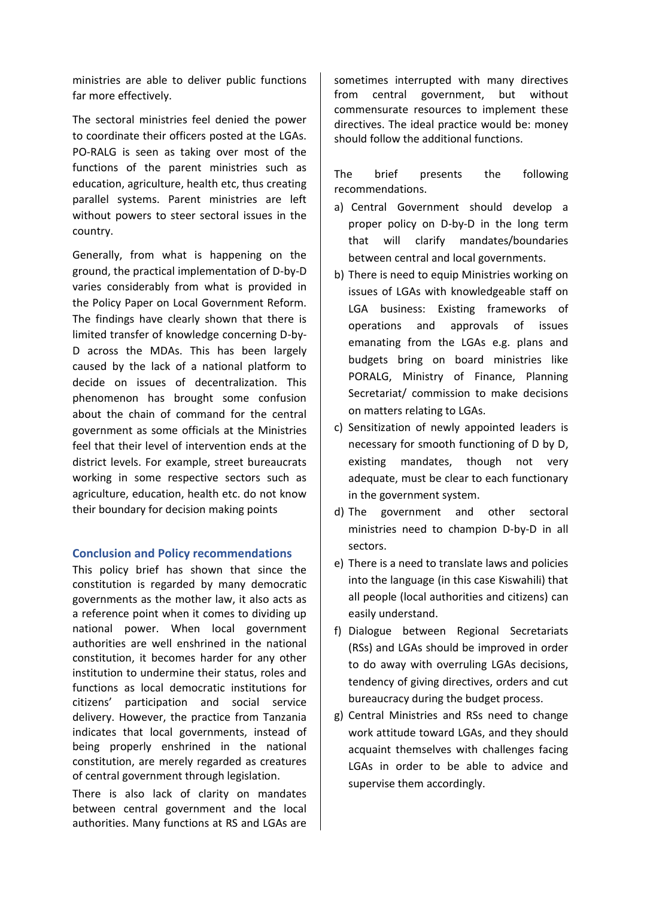ministries are able to deliver public functions far more effectively.

The sectoral ministries feel denied the power to coordinate their officers posted at the LGAs. PO-RALG is seen as taking over most of the functions of the parent ministries such as education, agriculture, health etc, thus creating parallel systems. Parent ministries are left without powers to steer sectoral issues in the country.

Generally, from what is happening on the ground, the practical implementation of D-by-D varies considerably from what is provided in the Policy Paper on Local Government Reform. The findings have clearly shown that there is limited transfer of knowledge concerning D-by-D across the MDAs. This has been largely caused by the lack of a national platform to decide on issues of decentralization. This phenomenon has brought some confusion about the chain of command for the central government as some officials at the Ministries feel that their level of intervention ends at the district levels. For example, street bureaucrats working in some respective sectors such as agriculture, education, health etc. do not know their boundary for decision making points

## Conclusion and Policy recommendations

This policy brief has shown that since the constitution is regarded by many democratic governments as the mother law, it also acts as a reference point when it comes to dividing up national power. When local government authorities are well enshrined in the national constitution, it becomes harder for any other institution to undermine their status, roles and functions as local democratic institutions for citizens' participation and social service delivery. However, the practice from Tanzania indicates that local governments, instead of being properly enshrined in the national constitution, are merely regarded as creatures of central government through legislation.

There is also lack of clarity on mandates between central government and the local authorities. Many functions at RS and LGAs are sometimes interrupted with many directives from central government, but without commensurate resources to implement these directives. The ideal practice would be: money should follow the additional functions.

The brief presents the following recommendations.

a) Central Government should develop a proper policy on D-by-D in the long term that will clarify mandates/boundaries between central and local governments.
b) There is need to equip Ministries working on issues of LGAs with knowledgeable staff on LGA business: Existing frameworks of operations and approvals of issues emanating from the LGAs e.g. plans and budgets bring on board ministries like PORALG, Ministry of Finance, Planning Secretariat/ commission to make decisions on matters relating to LGAs.
c) Sensitization of newly appointed leaders is necessary for smooth functioning of D by D, existing mandates, though not very adequate, must be clear to each functionary in the government system.
d) The government and other sectoral ministries need to champion D-by-D in all sectors.
e) There is a need to translate laws and policies into the language (in this case Kiswahili) that all people (local authorities and citizens) can easily understand.
f) Dialogue between Regional Secretariats (RSs) and LGAs should be improved in order to do away with overruling LGAs decisions, tendency of giving directives, orders and cut bureaucracy during the budget process.
g) Central Ministries and RSs need to change work attitude toward LGAs, and they should acquaint themselves with challenges facing LGAs in order to be able to advice and supervise them accordingly.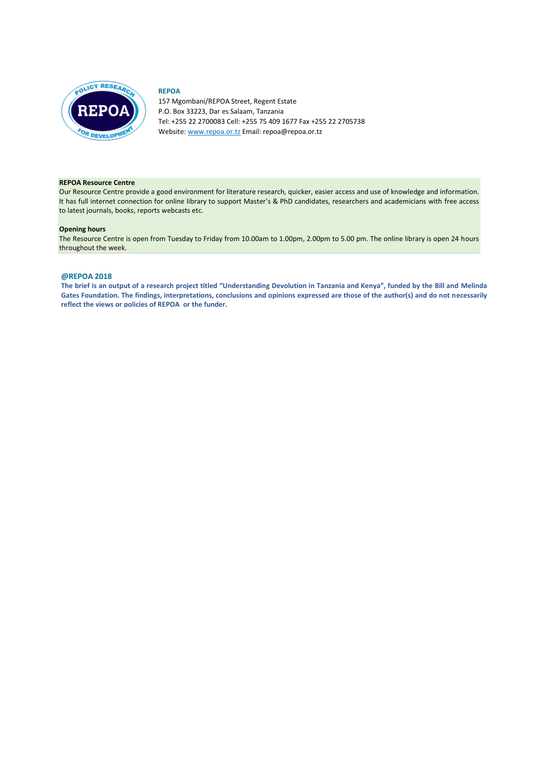**REPOA**
157 Mgombani/REPOA Street, Regent Estate
P.O. Box 33223, Dar es Salaam, Tanzania
Tel: +255 22 2700083 Cell: +255 75 409 1677 Fax +255 22 2705738
Website: www.repoa.or.tz Email: repoa@repoa.or.tz

**REPOA Resource Centre**
Our Resource Centre provide a good environment for literature research, quicker, easier access and use of knowledge and information. It has full internet connection for online library to support Master's & PhD candidates, researchers and academicians with free access to latest journals, books, reports webcasts etc.

**Opening hours**
The Resource Centre is open from Tuesday to Friday from 10.00am to 1.00pm, 2.00pm to 5.00 pm. The online library is open 24 hours throughout the week.

**@REPOA 2018**
**The brief is an output of a research project titled "Understanding Devolution in Tanzania and Kenya", funded by the Bill and Melinda Gates Foundation. The findings, interpretations, conclusions and opinions expressed are those of the author(s) and do not necessarily reflect the views or policies of REPOA or the funder.**